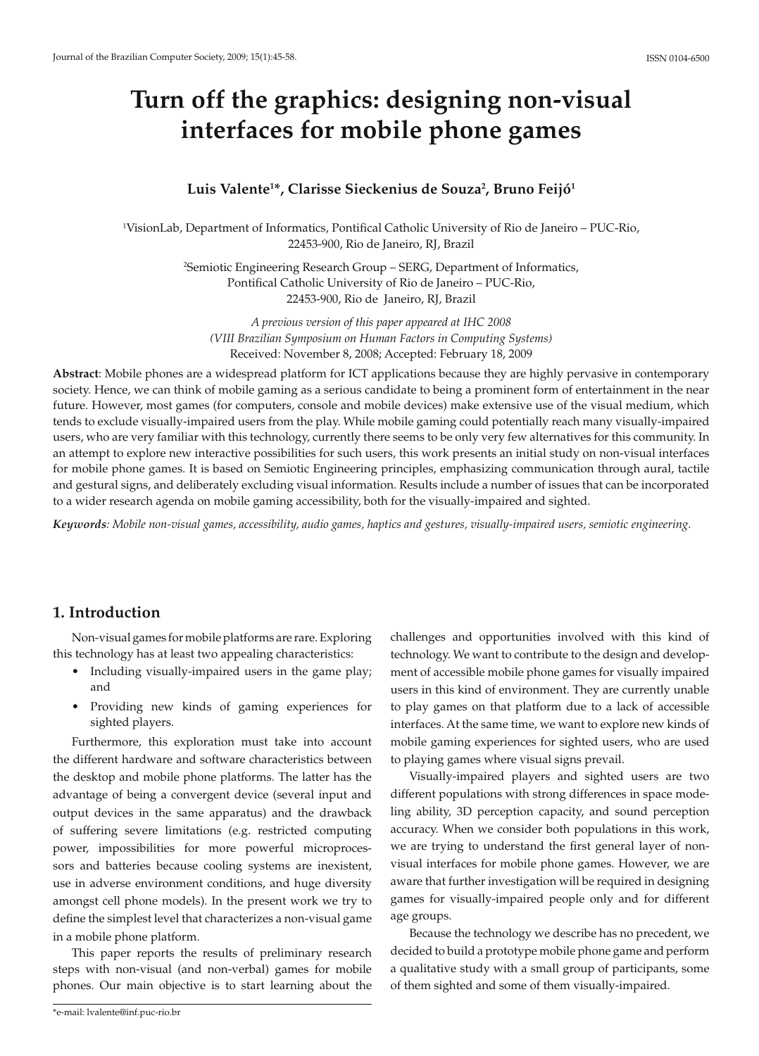# Turn off the graphics: designing non-visual interfaces for mobile phone games

**Luis Valente[1]*, Clarisse Sieckenius de Souza[2], Bruno Feijó[1]**

[1]VisionLab, Department of Informatics, Pontifical Catholic University of Rio de Janeiro – PUC-Rio, 22453-900, Rio de Janeiro, RJ, Brazil

[2]Semiotic Engineering Research Group – SERG, Department of Informatics, Pontifical Catholic University of Rio de Janeiro – PUC-Rio, 22453-900, Rio de Janeiro, RJ, Brazil

*A previous version of this paper appeared at IHC 2008*
*(VIII Brazilian Symposium on Human Factors in Computing Systems)*
Received: November 8, 2008; Accepted: February 18, 2009

**Abstract**: Mobile phones are a widespread platform for ICT applications because they are highly pervasive in contemporary society. Hence, we can think of mobile gaming as a serious candidate to being a prominent form of entertainment in the near future. However, most games (for computers, console and mobile devices) make extensive use of the visual medium, which tends to exclude visually-impaired users from the play. While mobile gaming could potentially reach many visually-impaired users, who are very familiar with this technology, currently there seems to be only very few alternatives for this community. In an attempt to explore new interactive possibilities for such users, this work presents an initial study on non-visual interfaces for mobile phone games. It is based on Semiotic Engineering principles, emphasizing communication through aural, tactile and gestural signs, and deliberately excluding visual information. Results include a number of issues that can be incorporated to a wider research agenda on mobile gaming accessibility, both for the visually-impaired and sighted.

***Keywords**: Mobile non-visual games, accessibility, audio games, haptics and gestures, visually-impaired users, semiotic engineering.*

## 1. Introduction

Non-visual games for mobile platforms are rare. Exploring this technology has at least two appealing characteristics:

- Including visually-impaired users in the game play; and
- Providing new kinds of gaming experiences for sighted players.

Furthermore, this exploration must take into account the different hardware and software characteristics between the desktop and mobile phone platforms. The latter has the advantage of being a convergent device (several input and output devices in the same apparatus) and the drawback of suffering severe limitations (e.g. restricted computing power, impossibilities for more powerful microprocessors and batteries because cooling systems are inexistent, use in adverse environment conditions, and huge diversity amongst cell phone models). In the present work we try to define the simplest level that characterizes a non-visual game in a mobile phone platform.

This paper reports the results of preliminary research steps with non-visual (and non-verbal) games for mobile phones. Our main objective is to start learning about the challenges and opportunities involved with this kind of technology. We want to contribute to the design and development of accessible mobile phone games for visually impaired users in this kind of environment. They are currently unable to play games on that platform due to a lack of accessible interfaces. At the same time, we want to explore new kinds of mobile gaming experiences for sighted users, who are used to playing games where visual signs prevail.

Visually-impaired players and sighted users are two different populations with strong differences in space modeling ability, 3D perception capacity, and sound perception accuracy. When we consider both populations in this work, we are trying to understand the first general layer of non-visual interfaces for mobile phone games. However, we are aware that further investigation will be required in designing games for visually-impaired people only and for different age groups.

Because the technology we describe has no precedent, we decided to build a prototype mobile phone game and perform a qualitative study with a small group of participants, some of them sighted and some of them visually-impaired.

*e-mail: lvalente@inf.puc-rio.br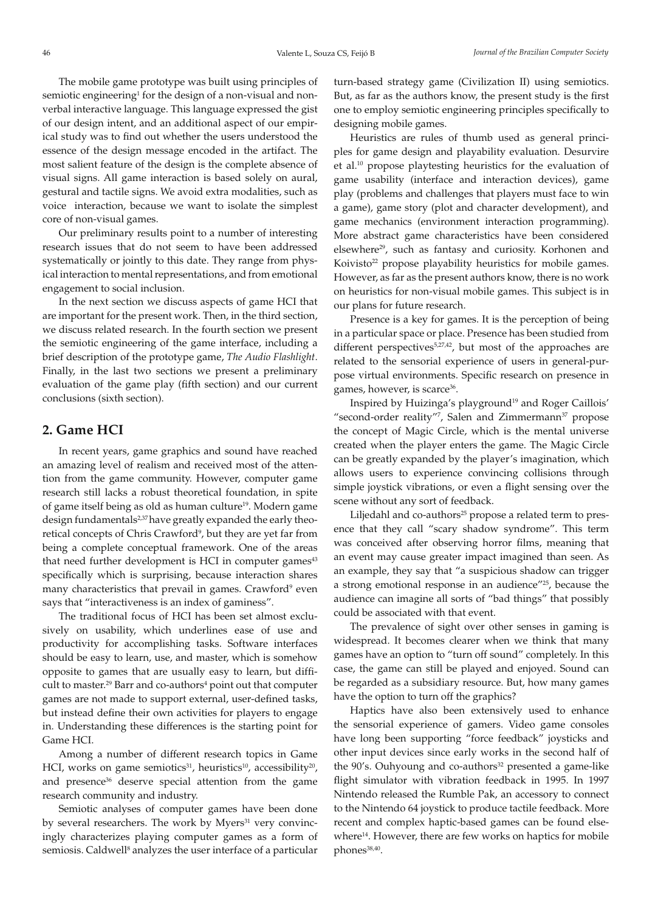The mobile game prototype was built using principles of semiotic engineering[1] for the design of a non-visual and non-verbal interactive language. This language expressed the gist of our design intent, and an additional aspect of our empirical study was to find out whether the users understood the essence of the design message encoded in the artifact. The most salient feature of the design is the complete absence of visual signs. All game interaction is based solely on aural, gestural and tactile signs. We avoid extra modalities, such as voice interaction, because we want to isolate the simplest core of non-visual games.

Our preliminary results point to a number of interesting research issues that do not seem to have been addressed systematically or jointly to this date. They range from physical interaction to mental representations, and from emotional engagement to social inclusion.

In the next section we discuss aspects of game HCI that are important for the present work. Then, in the third section, we discuss related research. In the fourth section we present the semiotic engineering of the game interface, including a brief description of the prototype game, *The Audio Flashlight*. Finally, in the last two sections we present a preliminary evaluation of the game play (fifth section) and our current conclusions (sixth section).

## 2. Game HCI

In recent years, game graphics and sound have reached an amazing level of realism and received most of the attention from the game community. However, computer game research still lacks a robust theoretical foundation, in spite of game itself being as old as human culture[19]. Modern game design fundamentals[2,37] have greatly expanded the early theoretical concepts of Chris Crawford[9], but they are yet far from being a complete conceptual framework. One of the areas that need further development is HCI in computer games[43] specifically which is surprising, because interaction shares many characteristics that prevail in games. Crawford[9] even says that "interactiveness is an index of gaminess".

The traditional focus of HCI has been set almost exclusively on usability, which underlines ease of use and productivity for accomplishing tasks. Software interfaces should be easy to learn, use, and master, which is somehow opposite to games that are usually easy to learn, but difficult to master.[29] Barr and co-authors[4] point out that computer games are not made to support external, user-defined tasks, but instead define their own activities for players to engage in. Understanding these differences is the starting point for Game HCI.

Among a number of different research topics in Game HCI, works on game semiotics[31], heuristics[10], accessibility[20], and presence[36] deserve special attention from the game research community and industry.

Semiotic analyses of computer games have been done by several researchers. The work by Myers[31] very convincingly characterizes playing computer games as a form of semiosis. Caldwell[8] analyzes the user interface of a particular turn-based strategy game (Civilization II) using semiotics. But, as far as the authors know, the present study is the first one to employ semiotic engineering principles specifically to designing mobile games.

Heuristics are rules of thumb used as general principles for game design and playability evaluation. Desurvire et al.[10] propose playtesting heuristics for the evaluation of game usability (interface and interaction devices), game play (problems and challenges that players must face to win a game), game story (plot and character development), and game mechanics (environment interaction programming). More abstract game characteristics have been considered elsewhere[29], such as fantasy and curiosity. Korhonen and Koivisto[22] propose playability heuristics for mobile games. However, as far as the present authors know, there is no work on heuristics for non-visual mobile games. This subject is in our plans for future research.

Presence is a key for games. It is the perception of being in a particular space or place. Presence has been studied from different perspectives[5,27,42], but most of the approaches are related to the sensorial experience of users in general-purpose virtual environments. Specific research on presence in games, however, is scarce[36].

Inspired by Huizinga's playground[19] and Roger Caillois' "second-order reality"[7], Salen and Zimmermann[37] propose the concept of Magic Circle, which is the mental universe created when the player enters the game. The Magic Circle can be greatly expanded by the player's imagination, which allows users to experience convincing collisions through simple joystick vibrations, or even a flight sensing over the scene without any sort of feedback.

Liljedahl and co-authors[25] propose a related term to presence that they call "scary shadow syndrome". This term was conceived after observing horror films, meaning that an event may cause greater impact imagined than seen. As an example, they say that "a suspicious shadow can trigger a strong emotional response in an audience"[25], because the audience can imagine all sorts of "bad things" that possibly could be associated with that event.

The prevalence of sight over other senses in gaming is widespread. It becomes clearer when we think that many games have an option to "turn off sound" completely. In this case, the game can still be played and enjoyed. Sound can be regarded as a subsidiary resource. But, how many games have the option to turn off the graphics?

Haptics have also been extensively used to enhance the sensorial experience of gamers. Video game consoles have long been supporting "force feedback" joysticks and other input devices since early works in the second half of the 90's. Ouhyoung and co-authors[32] presented a game-like flight simulator with vibration feedback in 1995. In 1997 Nintendo released the Rumble Pak, an accessory to connect to the Nintendo 64 joystick to produce tactile feedback. More recent and complex haptic-based games can be found elsewhere[14]. However, there are few works on haptics for mobile phones[38,40].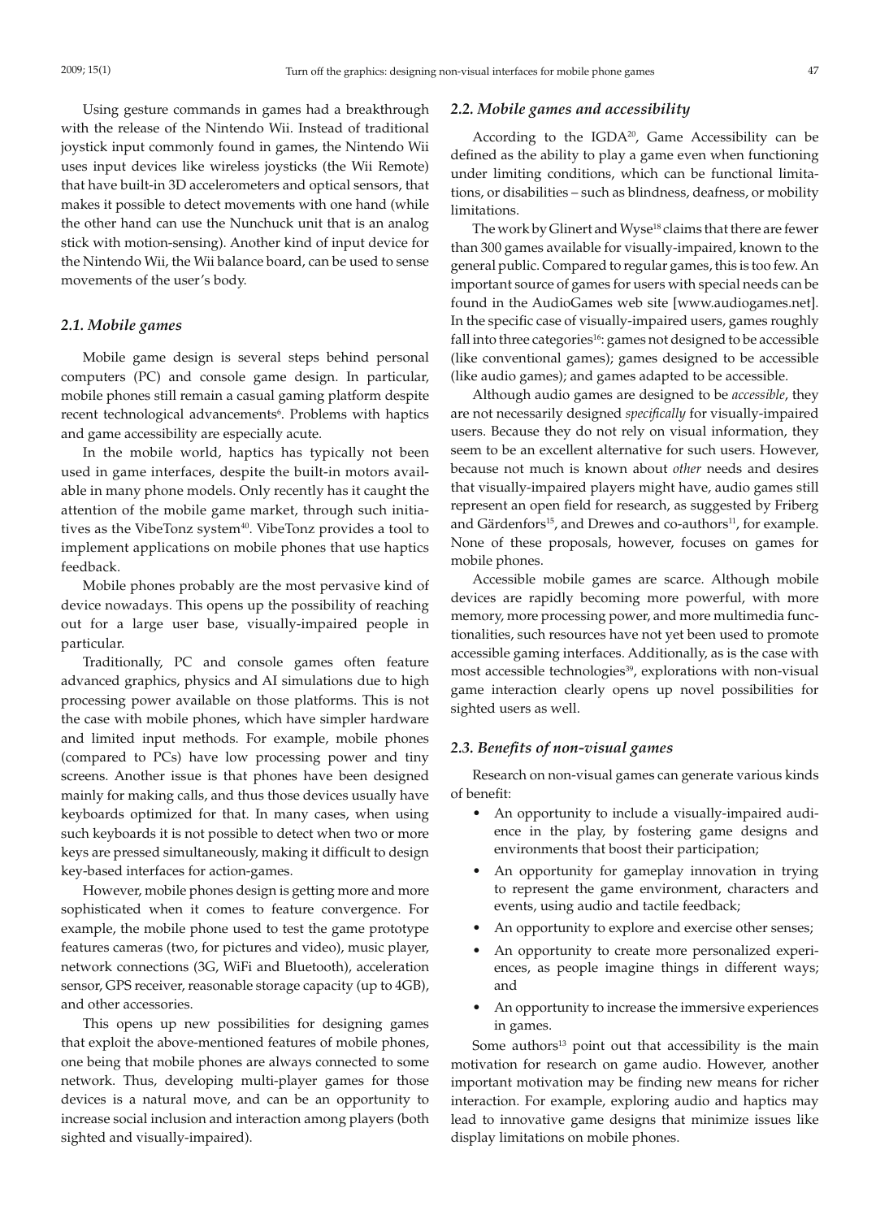Using gesture commands in games had a breakthrough with the release of the Nintendo Wii. Instead of traditional joystick input commonly found in games, the Nintendo Wii uses input devices like wireless joysticks (the Wii Remote) that have built-in 3D accelerometers and optical sensors, that makes it possible to detect movements with one hand (while the other hand can use the Nunchuck unit that is an analog stick with motion-sensing). Another kind of input device for the Nintendo Wii, the Wii balance board, can be used to sense movements of the user's body.

### *2.1. Mobile games*

Mobile game design is several steps behind personal computers (PC) and console game design. In particular, mobile phones still remain a casual gaming platform despite recent technological advancements[6]. Problems with haptics and game accessibility are especially acute.

In the mobile world, haptics has typically not been used in game interfaces, despite the built-in motors available in many phone models. Only recently has it caught the attention of the mobile game market, through such initiatives as the VibeTonz system[40]. VibeTonz provides a tool to implement applications on mobile phones that use haptics feedback.

Mobile phones probably are the most pervasive kind of device nowadays. This opens up the possibility of reaching out for a large user base, visually-impaired people in particular.

Traditionally, PC and console games often feature advanced graphics, physics and AI simulations due to high processing power available on those platforms. This is not the case with mobile phones, which have simpler hardware and limited input methods. For example, mobile phones (compared to PCs) have low processing power and tiny screens. Another issue is that phones have been designed mainly for making calls, and thus those devices usually have keyboards optimized for that. In many cases, when using such keyboards it is not possible to detect when two or more keys are pressed simultaneously, making it difficult to design key-based interfaces for action-games.

However, mobile phones design is getting more and more sophisticated when it comes to feature convergence. For example, the mobile phone used to test the game prototype features cameras (two, for pictures and video), music player, network connections (3G, WiFi and Bluetooth), acceleration sensor, GPS receiver, reasonable storage capacity (up to 4GB), and other accessories.

This opens up new possibilities for designing games that exploit the above-mentioned features of mobile phones, one being that mobile phones are always connected to some network. Thus, developing multi-player games for those devices is a natural move, and can be an opportunity to increase social inclusion and interaction among players (both sighted and visually-impaired).

### *2.2. Mobile games and accessibility*

According to the IGDA[20], Game Accessibility can be defined as the ability to play a game even when functioning under limiting conditions, which can be functional limitations, or disabilities – such as blindness, deafness, or mobility limitations.

The work by Glinert and Wyse[18] claims that there are fewer than 300 games available for visually-impaired, known to the general public. Compared to regular games, this is too few. An important source of games for users with special needs can be found in the AudioGames web site [www.audiogames.net]. In the specific case of visually-impaired users, games roughly fall into three categories[16]: games not designed to be accessible (like conventional games); games designed to be accessible (like audio games); and games adapted to be accessible.

Although audio games are designed to be *accessible*, they are not necessarily designed *specifically* for visually-impaired users. Because they do not rely on visual information, they seem to be an excellent alternative for such users. However, because not much is known about *other* needs and desires that visually-impaired players might have, audio games still represent an open field for research, as suggested by Friberg and Gärdenfors[15], and Drewes and co-authors[11], for example. None of these proposals, however, focuses on games for mobile phones.

Accessible mobile games are scarce. Although mobile devices are rapidly becoming more powerful, with more memory, more processing power, and more multimedia functionalities, such resources have not yet been used to promote accessible gaming interfaces. Additionally, as is the case with most accessible technologies[39], explorations with non-visual game interaction clearly opens up novel possibilities for sighted users as well.

### *2.3. Benefits of non-visual games*

Research on non-visual games can generate various kinds of benefit:

- An opportunity to include a visually-impaired audience in the play, by fostering game designs and environments that boost their participation;
- An opportunity for gameplay innovation in trying to represent the game environment, characters and events, using audio and tactile feedback;
- An opportunity to explore and exercise other senses;
- An opportunity to create more personalized experiences, as people imagine things in different ways; and
- An opportunity to increase the immersive experiences in games.

Some authors[13] point out that accessibility is the main motivation for research on game audio. However, another important motivation may be finding new means for richer interaction. For example, exploring audio and haptics may lead to innovative game designs that minimize issues like display limitations on mobile phones.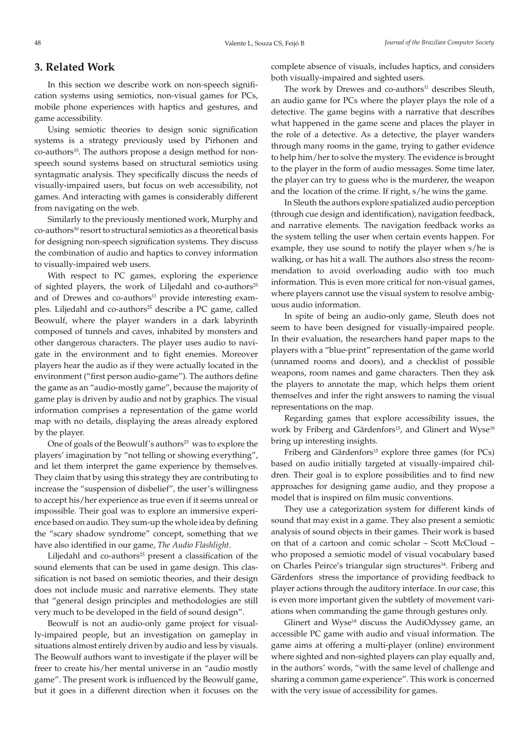## 3. Related Work

In this section we describe work on non-speech signification systems using semiotics, non-visual games for PCs, mobile phone experiences with haptics and gestures, and game accessibility.

Using semiotic theories to design sonic signification systems is a strategy previously used by Pirhonen and co-authors[35]. The authors propose a design method for non-speech sound systems based on structural semiotics using syntagmatic analysis. They specifically discuss the needs of visually-impaired users, but focus on web accessibility, not games. And interacting with games is considerably different from navigating on the web.

Similarly to the previously mentioned work, Murphy and co-authors[30] resort to structural semiotics as a theoretical basis for designing non-speech signification systems. They discuss the combination of audio and haptics to convey information to visually-impaired web users.

With respect to PC games, exploring the experience of sighted players, the work of Liljedahl and co-authors[25] and of Drewes and co-authors[11] provide interesting examples. Liljedahl and co-authors[25] describe a PC game, called Beowulf, where the player wanders in a dark labyrinth composed of tunnels and caves, inhabited by monsters and other dangerous characters. The player uses audio to navigate in the environment and to fight enemies. Moreover players hear the audio as if they were actually located in the environment ("first person audio-game"). The authors define the game as an "audio-mostly game", because the majority of game play is driven by audio and not by graphics. The visual information comprises a representation of the game world map with no details, displaying the areas already explored by the player.

One of goals of the Beowulf's authors[25] was to explore the players' imagination by "not telling or showing everything", and let them interpret the game experience by themselves. They claim that by using this strategy they are contributing to increase the "suspension of disbelief", the user's willingness to accept his/her experience as true even if it seems unreal or impossible. Their goal was to explore an immersive experience based on audio. They sum-up the whole idea by defining the "scary shadow syndrome" concept, something that we have also identified in our game, *The Audio Flashlight*.

Liljedahl and co-authors[25] present a classification of the sound elements that can be used in game design. This classification is not based on semiotic theories, and their design does not include music and narrative elements. They state that "general design principles and methodologies are still very much to be developed in the field of sound design".

Beowulf is not an audio-only game project for visually-impaired people, but an investigation on gameplay in situations almost entirely driven by audio and less by visuals. The Beowulf authors want to investigate if the player will be freer to create his/her mental universe in an "audio mostly game". The present work is influenced by the Beowulf game, but it goes in a different direction when it focuses on the complete absence of visuals, includes haptics, and considers both visually-impaired and sighted users.

The work by Drewes and co-authors[11] describes Sleuth, an audio game for PCs where the player plays the role of a detective. The game begins with a narrative that describes what happened in the game scene and places the player in the role of a detective. As a detective, the player wanders through many rooms in the game, trying to gather evidence to help him/her to solve the mystery. The evidence is brought to the player in the form of audio messages. Some time later, the player can try to guess who is the murderer, the weapon and the location of the crime. If right, s/he wins the game.

In Sleuth the authors explore spatialized audio perception (through cue design and identification), navigation feedback, and narrative elements. The navigation feedback works as the system telling the user when certain events happen. For example, they use sound to notify the player when s/he is walking, or has hit a wall. The authors also stress the recommendation to avoid overloading audio with too much information. This is even more critical for non-visual games, where players cannot use the visual system to resolve ambiguous audio information.

In spite of being an audio-only game, Sleuth does not seem to have been designed for visually-impaired people. In their evaluation, the researchers hand paper maps to the players with a "blue-print" representation of the game world (unnamed rooms and doors), and a checklist of possible weapons, room names and game characters. Then they ask the players to annotate the map, which helps them orient themselves and infer the right answers to naming the visual representations on the map.

Regarding games that explore accessibility issues, the work by Friberg and Gärdenfors[15], and Glinert and Wyse[18] bring up interesting insights.

Friberg and Gärdenfors[15] explore three games (for PCs) based on audio initially targeted at visually-impaired children. Their goal is to explore possibilities and to find new approaches for designing game audio, and they propose a model that is inspired on film music conventions.

They use a categorization system for different kinds of sound that may exist in a game. They also present a semiotic analysis of sound objects in their games. Their work is based on that of a cartoon and comic scholar – Scott McCloud – who proposed a semiotic model of visual vocabulary based on Charles Peirce's triangular sign structures[34]. Friberg and Gärdenfors stress the importance of providing feedback to player actions through the auditory interface. In our case, this is even more important given the subtlety of movement variations when commanding the game through gestures only.

Glinert and Wyse[18] discuss the AudiOdyssey game, an accessible PC game with audio and visual information. The game aims at offering a multi-player (online) environment where sighted and non-sighted players can play equally and, in the authors' words, "with the same level of challenge and sharing a common game experience". This work is concerned with the very issue of accessibility for games.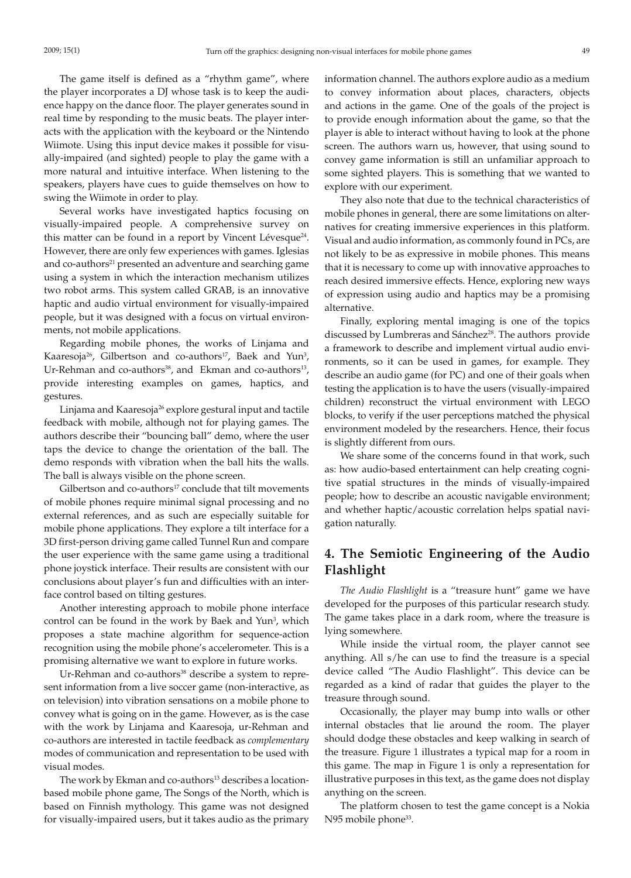The game itself is defined as a "rhythm game", where the player incorporates a DJ whose task is to keep the audience happy on the dance floor. The player generates sound in real time by responding to the music beats. The player interacts with the application with the keyboard or the Nintendo Wiimote. Using this input device makes it possible for visually-impaired (and sighted) people to play the game with a more natural and intuitive interface. When listening to the speakers, players have cues to guide themselves on how to swing the Wiimote in order to play.

Several works have investigated haptics focusing on visually-impaired people. A comprehensive survey on this matter can be found in a report by Vincent Lévesque[24]. However, there are only few experiences with games. Iglesias and co-authors[21] presented an adventure and searching game using a system in which the interaction mechanism utilizes two robot arms. This system called GRAB, is an innovative haptic and audio virtual environment for visually-impaired people, but it was designed with a focus on virtual environments, not mobile applications.

Regarding mobile phones, the works of Linjama and Kaaresoja[26], Gilbertson and co-authors[17], Baek and Yun[3], Ur-Rehman and co-authors[38], and Ekman and co-authors[13], provide interesting examples on games, haptics, and gestures.

Linjama and Kaaresoja[26] explore gestural input and tactile feedback with mobile, although not for playing games. The authors describe their "bouncing ball" demo, where the user taps the device to change the orientation of the ball. The demo responds with vibration when the ball hits the walls. The ball is always visible on the phone screen.

Gilbertson and co-authors[17] conclude that tilt movements of mobile phones require minimal signal processing and no external references, and as such are especially suitable for mobile phone applications. They explore a tilt interface for a 3D first-person driving game called Tunnel Run and compare the user experience with the same game using a traditional phone joystick interface. Their results are consistent with our conclusions about player's fun and difficulties with an interface control based on tilting gestures.

Another interesting approach to mobile phone interface control can be found in the work by Baek and Yun[3], which proposes a state machine algorithm for sequence-action recognition using the mobile phone's accelerometer. This is a promising alternative we want to explore in future works.

Ur-Rehman and co-authors[38] describe a system to represent information from a live soccer game (non-interactive, as on television) into vibration sensations on a mobile phone to convey what is going on in the game. However, as is the case with the work by Linjama and Kaaresoja, ur-Rehman and co-authors are interested in tactile feedback as *complementary* modes of communication and representation to be used with visual modes.

The work by Ekman and co-authors[13] describes a location-based mobile phone game, The Songs of the North, which is based on Finnish mythology. This game was not designed for visually-impaired users, but it takes audio as the primary information channel. The authors explore audio as a medium to convey information about places, characters, objects and actions in the game. One of the goals of the project is to provide enough information about the game, so that the player is able to interact without having to look at the phone screen. The authors warn us, however, that using sound to convey game information is still an unfamiliar approach to some sighted players. This is something that we wanted to explore with our experiment.

They also note that due to the technical characteristics of mobile phones in general, there are some limitations on alternatives for creating immersive experiences in this platform. Visual and audio information, as commonly found in PCs, are not likely to be as expressive in mobile phones. This means that it is necessary to come up with innovative approaches to reach desired immersive effects. Hence, exploring new ways of expression using audio and haptics may be a promising alternative.

Finally, exploring mental imaging is one of the topics discussed by Lumbreras and Sánchez[28]. The authors provide a framework to describe and implement virtual audio environments, so it can be used in games, for example. They describe an audio game (for PC) and one of their goals when testing the application is to have the users (visually-impaired children) reconstruct the virtual environment with LEGO blocks, to verify if the user perceptions matched the physical environment modeled by the researchers. Hence, their focus is slightly different from ours.

We share some of the concerns found in that work, such as: how audio-based entertainment can help creating cognitive spatial structures in the minds of visually-impaired people; how to describe an acoustic navigable environment; and whether haptic/acoustic correlation helps spatial navigation naturally.

## 4. The Semiotic Engineering of the Audio Flashlight

*The Audio Flashlight* is a "treasure hunt" game we have developed for the purposes of this particular research study. The game takes place in a dark room, where the treasure is lying somewhere.

While inside the virtual room, the player cannot see anything. All s/he can use to find the treasure is a special device called "The Audio Flashlight". This device can be regarded as a kind of radar that guides the player to the treasure through sound.

Occasionally, the player may bump into walls or other internal obstacles that lie around the room. The player should dodge these obstacles and keep walking in search of the treasure. Figure 1 illustrates a typical map for a room in this game. The map in Figure 1 is only a representation for illustrative purposes in this text, as the game does not display anything on the screen.

The platform chosen to test the game concept is a Nokia N95 mobile phone[33].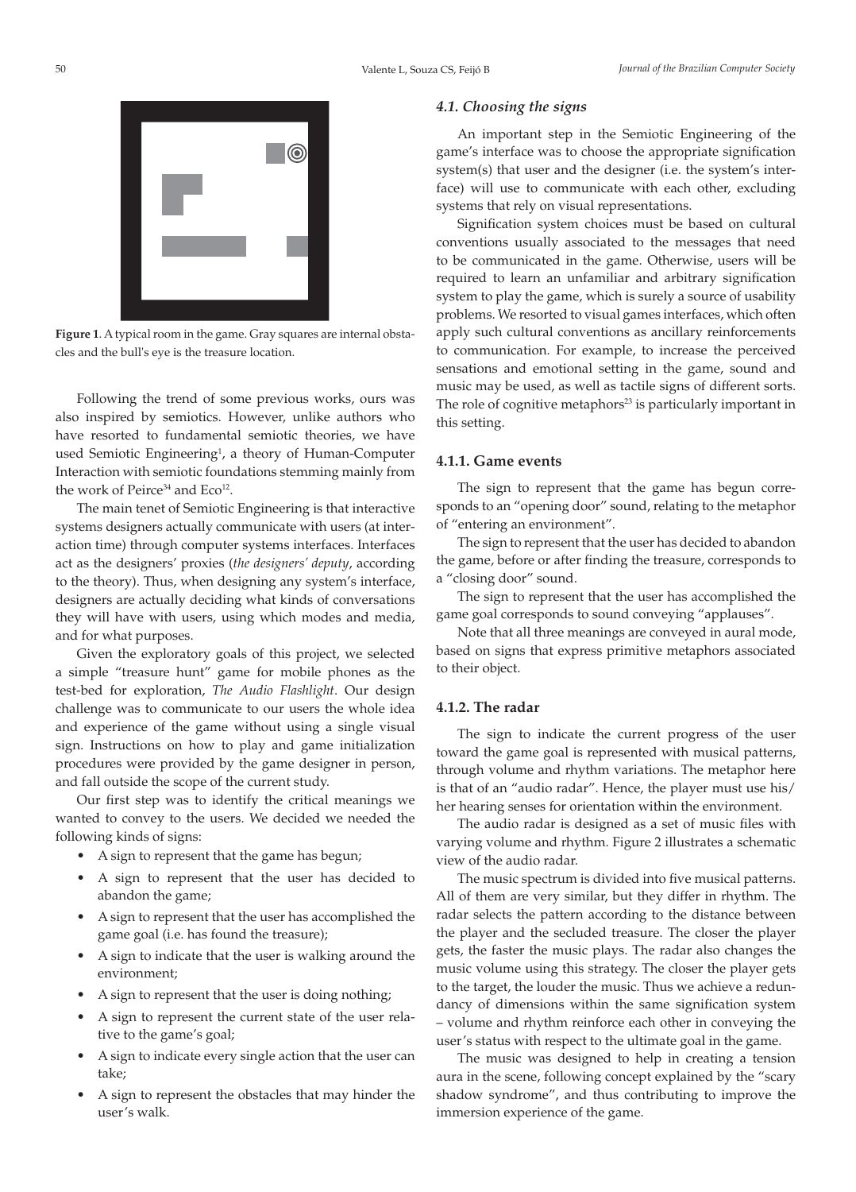**Figure 1**. A typical room in the game. Gray squares are internal obstacles and the bull's eye is the treasure location.

Following the trend of some previous works, ours was also inspired by semiotics. However, unlike authors who have resorted to fundamental semiotic theories, we have used Semiotic Engineering[1], a theory of Human-Computer Interaction with semiotic foundations stemming mainly from the work of Peirce[34] and Eco[12].

The main tenet of Semiotic Engineering is that interactive systems designers actually communicate with users (at interaction time) through computer systems interfaces. Interfaces act as the designers' proxies (*the designers' deputy*, according to the theory). Thus, when designing any system's interface, designers are actually deciding what kinds of conversations they will have with users, using which modes and media, and for what purposes.

Given the exploratory goals of this project, we selected a simple "treasure hunt" game for mobile phones as the test-bed for exploration, *The Audio Flashlight*. Our design challenge was to communicate to our users the whole idea and experience of the game without using a single visual sign. Instructions on how to play and game initialization procedures were provided by the game designer in person, and fall outside the scope of the current study.

Our first step was to identify the critical meanings we wanted to convey to the users. We decided we needed the following kinds of signs:

- A sign to represent that the game has begun;
- A sign to represent that the user has decided to abandon the game;
- A sign to represent that the user has accomplished the game goal (i.e. has found the treasure);
- A sign to indicate that the user is walking around the environment;
- A sign to represent that the user is doing nothing;
- A sign to represent the current state of the user relative to the game's goal;
- A sign to indicate every single action that the user can take;
- A sign to represent the obstacles that may hinder the user's walk.

### 4.1. Choosing the signs

An important step in the Semiotic Engineering of the game's interface was to choose the appropriate signification system(s) that user and the designer (i.e. the system's interface) will use to communicate with each other, excluding systems that rely on visual representations.

Signification system choices must be based on cultural conventions usually associated to the messages that need to be communicated in the game. Otherwise, users will be required to learn an unfamiliar and arbitrary signification system to play the game, which is surely a source of usability problems. We resorted to visual games interfaces, which often apply such cultural conventions as ancillary reinforcements to communication. For example, to increase the perceived sensations and emotional setting in the game, sound and music may be used, as well as tactile signs of different sorts. The role of cognitive metaphors[23] is particularly important in this setting.

#### 4.1.1. Game events

The sign to represent that the game has begun corresponds to an "opening door" sound, relating to the metaphor of "entering an environment".

The sign to represent that the user has decided to abandon the game, before or after finding the treasure, corresponds to a "closing door" sound.

The sign to represent that the user has accomplished the game goal corresponds to sound conveying "applauses".

Note that all three meanings are conveyed in aural mode, based on signs that express primitive metaphors associated to their object.

#### 4.1.2. The radar

The sign to indicate the current progress of the user toward the game goal is represented with musical patterns, through volume and rhythm variations. The metaphor here is that of an "audio radar". Hence, the player must use his/her hearing senses for orientation within the environment.

The audio radar is designed as a set of music files with varying volume and rhythm. Figure 2 illustrates a schematic view of the audio radar.

The music spectrum is divided into five musical patterns. All of them are very similar, but they differ in rhythm. The radar selects the pattern according to the distance between the player and the secluded treasure. The closer the player gets, the faster the music plays. The radar also changes the music volume using this strategy. The closer the player gets to the target, the louder the music. Thus we achieve a redundancy of dimensions within the same signification system – volume and rhythm reinforce each other in conveying the user's status with respect to the ultimate goal in the game.

The music was designed to help in creating a tension aura in the scene, following concept explained by the "scary shadow syndrome", and thus contributing to improve the immersion experience of the game.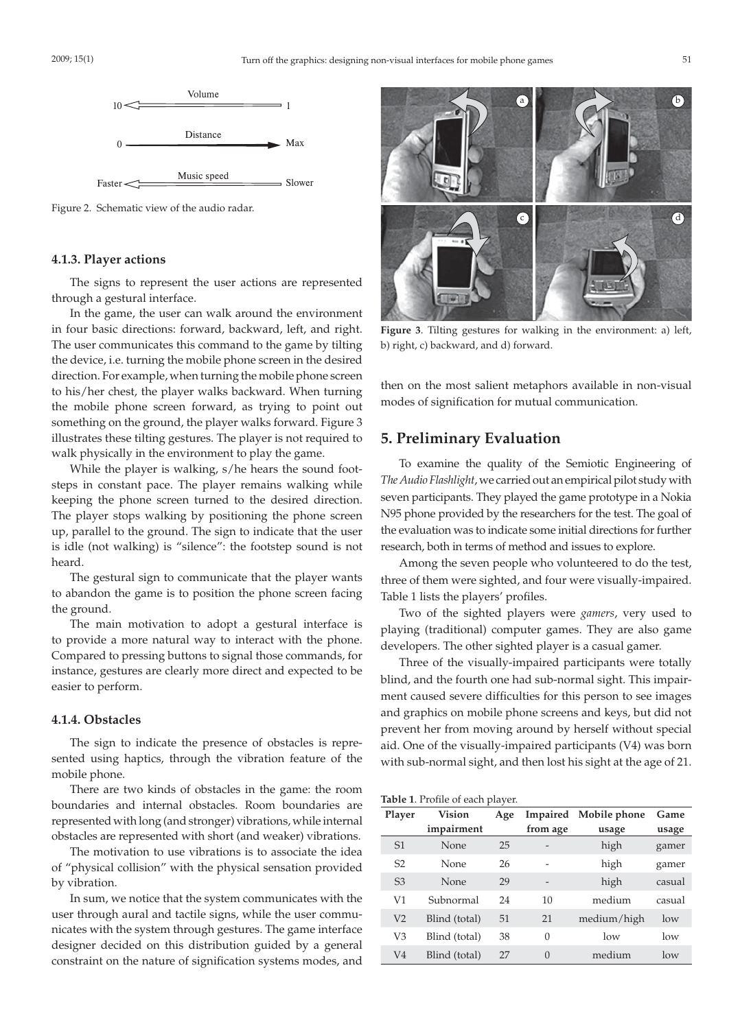Volume

10 1

Distance

0 Max

Music speed

Faster Slower

Figure 2. Schematic view of the audio radar.

### 4.1.3. Player actions

The signs to represent the user actions are represented through a gestural interface.

In the game, the user can walk around the environment in four basic directions: forward, backward, left, and right. The user communicates this command to the game by tilting the device, i.e. turning the mobile phone screen in the desired direction. For example, when turning the mobile phone screen to his/her chest, the player walks backward. When turning the mobile phone screen forward, as trying to point out something on the ground, the player walks forward. Figure 3 illustrates these tilting gestures. The player is not required to walk physically in the environment to play the game.

While the player is walking, s/he hears the sound footsteps in constant pace. The player remains walking while keeping the phone screen turned to the desired direction. The player stops walking by positioning the phone screen up, parallel to the ground. The sign to indicate that the user is idle (not walking) is "silence": the footstep sound is not heard.

The gestural sign to communicate that the player wants to abandon the game is to position the phone screen facing the ground.

The main motivation to adopt a gestural interface is to provide a more natural way to interact with the phone. Compared to pressing buttons to signal those commands, for instance, gestures are clearly more direct and expected to be easier to perform.

### 4.1.4. Obstacles

The sign to indicate the presence of obstacles is represented using haptics, through the vibration feature of the mobile phone.

There are two kinds of obstacles in the game: the room boundaries and internal obstacles. Room boundaries are represented with long (and stronger) vibrations, while internal obstacles are represented with short (and weaker) vibrations.

The motivation to use vibrations is to associate the idea of "physical collision" with the physical sensation provided by vibration.

In sum, we notice that the system communicates with the user through aural and tactile signs, while the user communicates with the system through gestures. The game interface designer decided on this distribution guided by a general constraint on the nature of signification systems modes, and then on the most salient metaphors available in non-visual modes of signification for mutual communication.

a b c d

**Figure 3**. Tilting gestures for walking in the environment: a) left, b) right, c) backward, and d) forward.

## 5. Preliminary Evaluation

To examine the quality of the Semiotic Engineering of *The Audio Flashlight*, we carried out an empirical pilot study with seven participants. They played the game prototype in a Nokia N95 phone provided by the researchers for the test. The goal of the evaluation was to indicate some initial directions for further research, both in terms of method and issues to explore.

Among the seven people who volunteered to do the test, three of them were sighted, and four were visually-impaired. Table 1 lists the players' profiles.

Two of the sighted players were *gamers*, very used to playing (traditional) computer games. They are also game developers. The other sighted player is a casual gamer.

Three of the visually-impaired participants were totally blind, and the fourth one had sub-normal sight. This impairment caused severe difficulties for this person to see images and graphics on mobile phone screens and keys, but did not prevent her from moving around by herself without special aid. One of the visually-impaired participants (V4) was born with sub-normal sight, and then lost his sight at the age of 21.

**Table 1**. Profile of each player.

| Player | Vision impairment | Age | Impaired from age | Mobile phone usage | Game usage |
|---|---|---|---|---|---|
| S1 | None | 25 | - | high | gamer |
| S2 | None | 26 | - | high | gamer |
| S3 | None | 29 | - | high | casual |
| V1 | Subnormal | 24 | 10 | medium | casual |
| V2 | Blind (total) | 51 | 21 | medium/high | low |
| V3 | Blind (total) | 38 | 0 | low | low |
| V4 | Blind (total) | 27 | 0 | medium | low |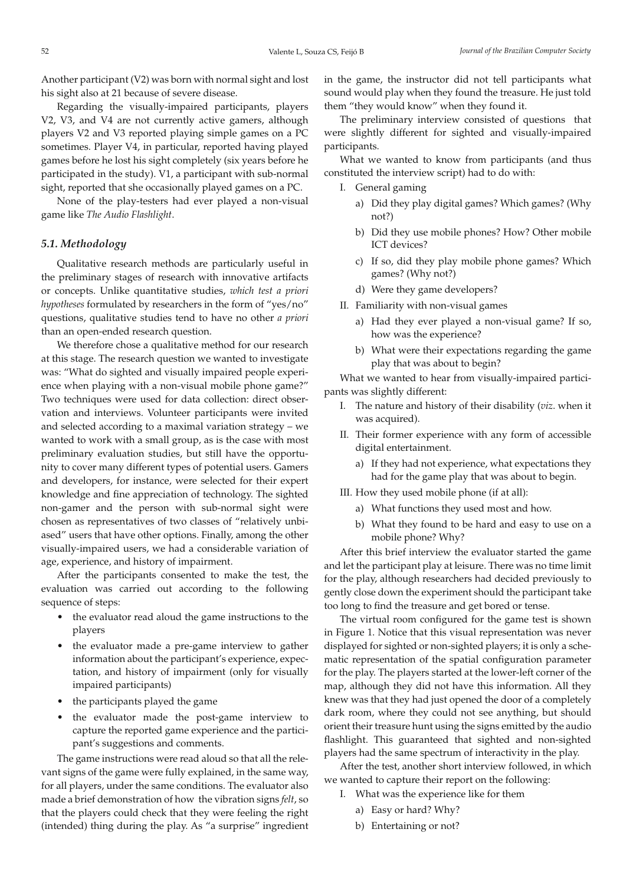Another participant (V2) was born with normal sight and lost his sight also at 21 because of severe disease.

Regarding the visually-impaired participants, players V2, V3, and V4 are not currently active gamers, although players V2 and V3 reported playing simple games on a PC sometimes. Player V4, in particular, reported having played games before he lost his sight completely (six years before he participated in the study). V1, a participant with sub-normal sight, reported that she occasionally played games on a PC.

None of the play-testers had ever played a non-visual game like *The Audio Flashlight*.

### *5.1. Methodology*

Qualitative research methods are particularly useful in the preliminary stages of research with innovative artifacts or concepts. Unlike quantitative studies, *which test a priori hypotheses* formulated by researchers in the form of "yes/no" questions, qualitative studies tend to have no other *a priori* than an open-ended research question.

We therefore chose a qualitative method for our research at this stage. The research question we wanted to investigate was: "What do sighted and visually impaired people experience when playing with a non-visual mobile phone game?" Two techniques were used for data collection: direct observation and interviews. Volunteer participants were invited and selected according to a maximal variation strategy – we wanted to work with a small group, as is the case with most preliminary evaluation studies, but still have the opportunity to cover many different types of potential users. Gamers and developers, for instance, were selected for their expert knowledge and fine appreciation of technology. The sighted non-gamer and the person with sub-normal sight were chosen as representatives of two classes of "relatively unbiased" users that have other options. Finally, among the other visually-impaired users, we had a considerable variation of age, experience, and history of impairment.

After the participants consented to make the test, the evaluation was carried out according to the following sequence of steps:

- the evaluator read aloud the game instructions to the players
- the evaluator made a pre-game interview to gather information about the participant's experience, expectation, and history of impairment (only for visually impaired participants)
- the participants played the game
- the evaluator made the post-game interview to capture the reported game experience and the participant's suggestions and comments.

The game instructions were read aloud so that all the relevant signs of the game were fully explained, in the same way, for all players, under the same conditions. The evaluator also made a brief demonstration of how the vibration signs *felt*, so that the players could check that they were feeling the right (intended) thing during the play. As "a surprise" ingredient in the game, the instructor did not tell participants what sound would play when they found the treasure. He just told them "they would know" when they found it.

The preliminary interview consisted of questions that were slightly different for sighted and visually-impaired participants.

What we wanted to know from participants (and thus constituted the interview script) had to do with:

I. General gaming
   a) Did they play digital games? Which games? (Why not?)
   b) Did they use mobile phones? How? Other mobile ICT devices?
   c) If so, did they play mobile phone games? Which games? (Why not?)
   d) Were they game developers?
II. Familiarity with non-visual games
   a) Had they ever played a non-visual game? If so, how was the experience?
   b) What were their expectations regarding the game play that was about to begin?

What we wanted to hear from visually-impaired participants was slightly different:

I. The nature and history of their disability (*viz*. when it was acquired).
II. Their former experience with any form of accessible digital entertainment.
   a) If they had not experience, what expectations they had for the game play that was about to begin.
III. How they used mobile phone (if at all):
   a) What functions they used most and how.
   b) What they found to be hard and easy to use on a mobile phone? Why?

After this brief interview the evaluator started the game and let the participant play at leisure. There was no time limit for the play, although researchers had decided previously to gently close down the experiment should the participant take too long to find the treasure and get bored or tense.

The virtual room configured for the game test is shown in Figure 1. Notice that this visual representation was never displayed for sighted or non-sighted players; it is only a schematic representation of the spatial configuration parameter for the play. The players started at the lower-left corner of the map, although they did not have this information. All they knew was that they had just opened the door of a completely dark room, where they could not see anything, but should orient their treasure hunt using the signs emitted by the audio flashlight. This guaranteed that sighted and non-sighted players had the same spectrum of interactivity in the play.

After the test, another short interview followed, in which we wanted to capture their report on the following:

I. What was the experience like for them
   a) Easy or hard? Why?
   b) Entertaining or not?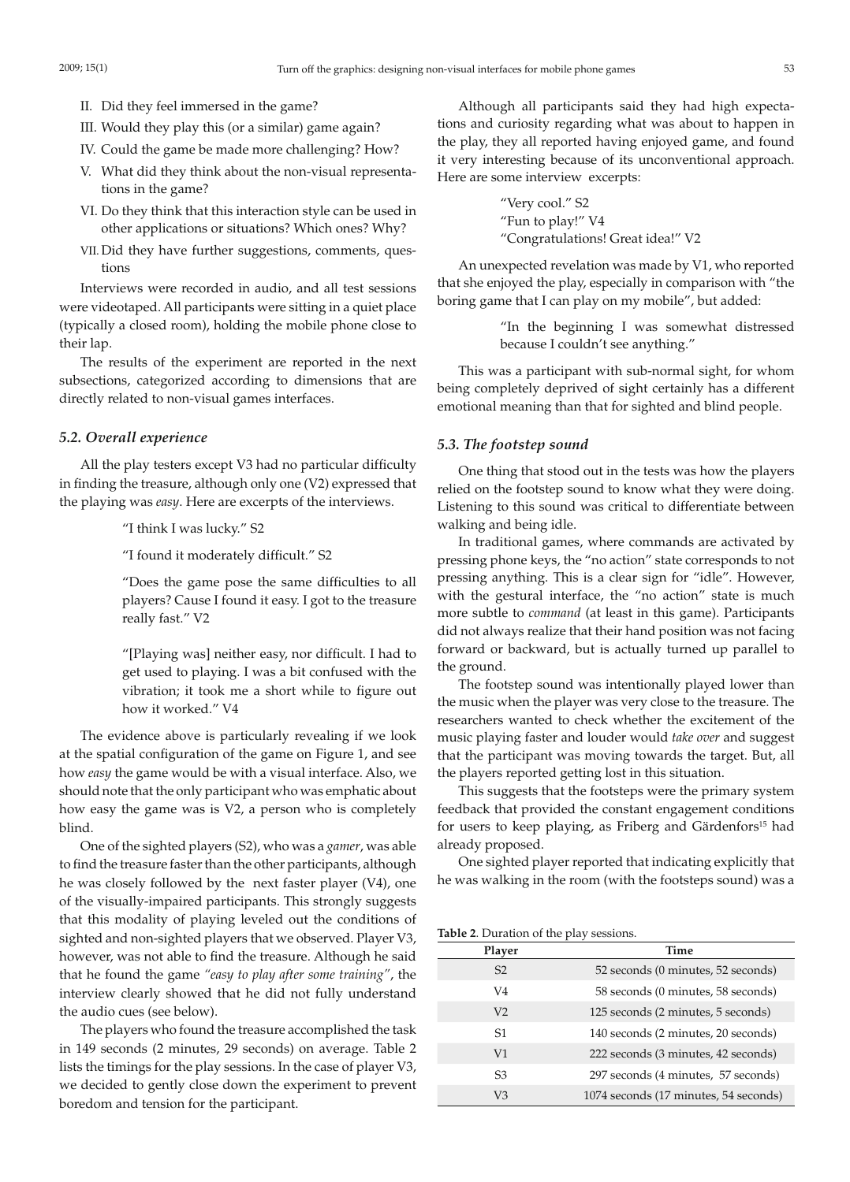II. Did they feel immersed in the game?

III. Would they play this (or a similar) game again?

IV. Could the game be made more challenging? How?

V. What did they think about the non-visual representations in the game?

VI. Do they think that this interaction style can be used in other applications or situations? Which ones? Why?

VII. Did they have further suggestions, comments, questions

Interviews were recorded in audio, and all test sessions were videotaped. All participants were sitting in a quiet place (typically a closed room), holding the mobile phone close to their lap.

The results of the experiment are reported in the next subsections, categorized according to dimensions that are directly related to non-visual games interfaces.

### *5.2. Overall experience*

All the play testers except V3 had no particular difficulty in finding the treasure, although only one (V2) expressed that the playing was *easy*. Here are excerpts of the interviews.

> "I think I was lucky." S2

> "I found it moderately difficult." S2

> "Does the game pose the same difficulties to all players? Cause I found it easy. I got to the treasure really fast." V2

> "[Playing was] neither easy, nor difficult. I had to get used to playing. I was a bit confused with the vibration; it took me a short while to figure out how it worked." V4

The evidence above is particularly revealing if we look at the spatial configuration of the game on Figure 1, and see how *easy* the game would be with a visual interface. Also, we should note that the only participant who was emphatic about how easy the game was is V2, a person who is completely blind.

One of the sighted players (S2), who was a *gamer*, was able to find the treasure faster than the other participants, although he was closely followed by the next faster player (V4), one of the visually-impaired participants. This strongly suggests that this modality of playing leveled out the conditions of sighted and non-sighted players that we observed. Player V3, however, was not able to find the treasure. Although he said that he found the game *"easy to play after some training"*, the interview clearly showed that he did not fully understand the audio cues (see below).

The players who found the treasure accomplished the task in 149 seconds (2 minutes, 29 seconds) on average. Table 2 lists the timings for the play sessions. In the case of player V3, we decided to gently close down the experiment to prevent boredom and tension for the participant.

Although all participants said they had high expectations and curiosity regarding what was about to happen in the play, they all reported having enjoyed game, and found it very interesting because of its unconventional approach. Here are some interview excerpts:

> "Very cool." S2
> "Fun to play!" V4
> "Congratulations! Great idea!" V2

An unexpected revelation was made by V1, who reported that she enjoyed the play, especially in comparison with "the boring game that I can play on my mobile", but added:

> "In the beginning I was somewhat distressed because I couldn't see anything."

This was a participant with sub-normal sight, for whom being completely deprived of sight certainly has a different emotional meaning than that for sighted and blind people.

### *5.3. The footstep sound*

One thing that stood out in the tests was how the players relied on the footstep sound to know what they were doing. Listening to this sound was critical to differentiate between walking and being idle.

In traditional games, where commands are activated by pressing phone keys, the "no action" state corresponds to not pressing anything. This is a clear sign for "idle". However, with the gestural interface, the "no action" state is much more subtle to *command* (at least in this game). Participants did not always realize that their hand position was not facing forward or backward, but is actually turned up parallel to the ground.

The footstep sound was intentionally played lower than the music when the player was very close to the treasure. The researchers wanted to check whether the excitement of the music playing faster and louder would *take over* and suggest that the participant was moving towards the target. But, all the players reported getting lost in this situation.

This suggests that the footsteps were the primary system feedback that provided the constant engagement conditions for users to keep playing, as Friberg and Gärdenfors[15] had already proposed.

One sighted player reported that indicating explicitly that he was walking in the room (with the footsteps sound) was a

**Table 2**. Duration of the play sessions.

| Player | Time |
|---|---|
| S2 | 52 seconds (0 minutes, 52 seconds) |
| V4 | 58 seconds (0 minutes, 58 seconds) |
| V2 | 125 seconds (2 minutes, 5 seconds) |
| S1 | 140 seconds (2 minutes, 20 seconds) |
| V1 | 222 seconds (3 minutes, 42 seconds) |
| S3 | 297 seconds (4 minutes, 57 seconds) |
| V3 | 1074 seconds (17 minutes, 54 seconds) |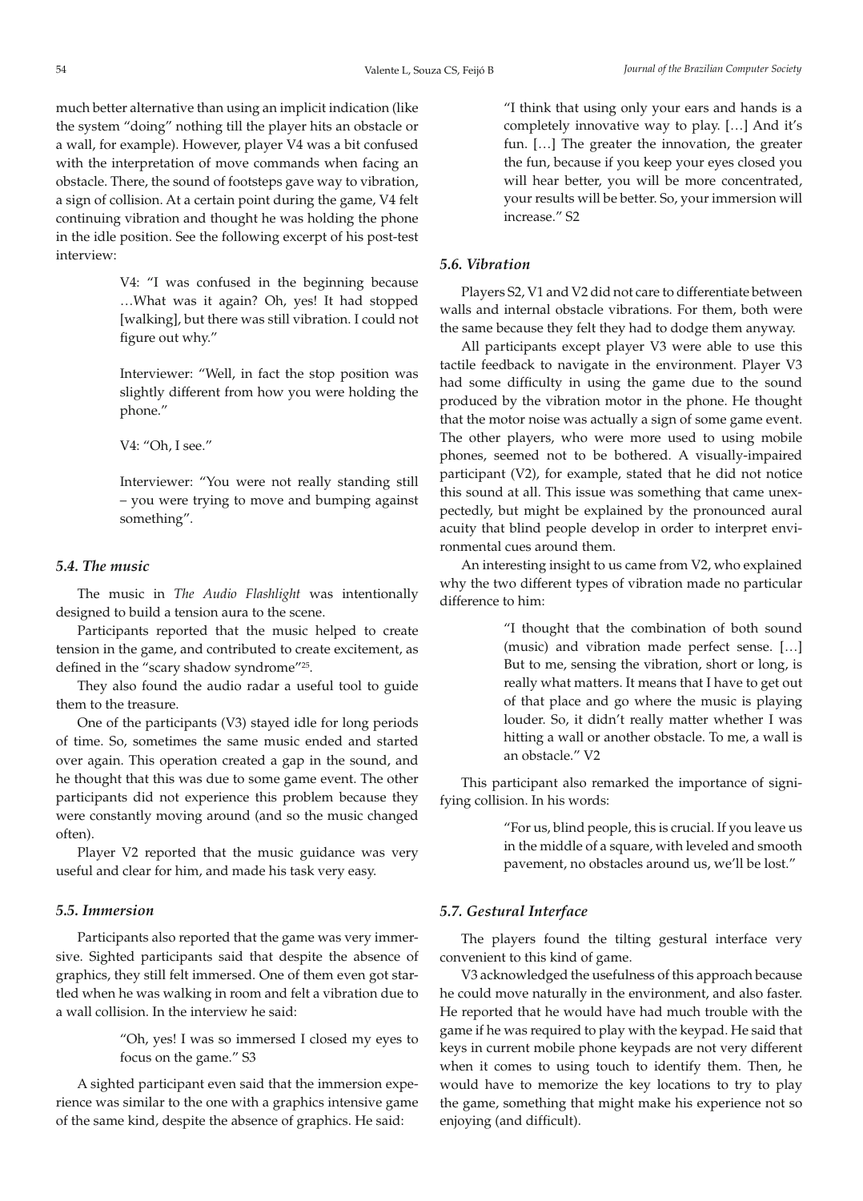much better alternative than using an implicit indication (like the system "doing" nothing till the player hits an obstacle or a wall, for example). However, player V4 was a bit confused with the interpretation of move commands when facing an obstacle. There, the sound of footsteps gave way to vibration, a sign of collision. At a certain point during the game, V4 felt continuing vibration and thought he was holding the phone in the idle position. See the following excerpt of his post-test interview:

> V4: "I was confused in the beginning because …What was it again? Oh, yes! It had stopped [walking], but there was still vibration. I could not figure out why."
>
> Interviewer: "Well, in fact the stop position was slightly different from how you were holding the phone."
>
> V4: "Oh, I see."
>
> Interviewer: "You were not really standing still – you were trying to move and bumping against something".

### *5.4. The music*

The music in *The Audio Flashlight* was intentionally designed to build a tension aura to the scene.

Participants reported that the music helped to create tension in the game, and contributed to create excitement, as defined in the "scary shadow syndrome"[25].

They also found the audio radar a useful tool to guide them to the treasure.

One of the participants (V3) stayed idle for long periods of time. So, sometimes the same music ended and started over again. This operation created a gap in the sound, and he thought that this was due to some game event. The other participants did not experience this problem because they were constantly moving around (and so the music changed often).

Player V2 reported that the music guidance was very useful and clear for him, and made his task very easy.

### *5.5. Immersion*

Participants also reported that the game was very immersive. Sighted participants said that despite the absence of graphics, they still felt immersed. One of them even got startled when he was walking in room and felt a vibration due to a wall collision. In the interview he said:

> "Oh, yes! I was so immersed I closed my eyes to focus on the game." S3

A sighted participant even said that the immersion experience was similar to the one with a graphics intensive game of the same kind, despite the absence of graphics. He said:

> "I think that using only your ears and hands is a completely innovative way to play. […] And it's fun. […] The greater the innovation, the greater the fun, because if you keep your eyes closed you will hear better, you will be more concentrated, your results will be better. So, your immersion will increase." S2

### *5.6. Vibration*

Players S2, V1 and V2 did not care to differentiate between walls and internal obstacle vibrations. For them, both were the same because they felt they had to dodge them anyway.

All participants except player V3 were able to use this tactile feedback to navigate in the environment. Player V3 had some difficulty in using the game due to the sound produced by the vibration motor in the phone. He thought that the motor noise was actually a sign of some game event. The other players, who were more used to using mobile phones, seemed not to be bothered. A visually-impaired participant (V2), for example, stated that he did not notice this sound at all. This issue was something that came unexpectedly, but might be explained by the pronounced aural acuity that blind people develop in order to interpret environmental cues around them.

An interesting insight to us came from V2, who explained why the two different types of vibration made no particular difference to him:

> "I thought that the combination of both sound (music) and vibration made perfect sense. […] But to me, sensing the vibration, short or long, is really what matters. It means that I have to get out of that place and go where the music is playing louder. So, it didn't really matter whether I was hitting a wall or another obstacle. To me, a wall is an obstacle." V2

This participant also remarked the importance of signifying collision. In his words:

> "For us, blind people, this is crucial. If you leave us in the middle of a square, with leveled and smooth pavement, no obstacles around us, we'll be lost."

### *5.7. Gestural Interface*

The players found the tilting gestural interface very convenient to this kind of game.

V3 acknowledged the usefulness of this approach because he could move naturally in the environment, and also faster. He reported that he would have had much trouble with the game if he was required to play with the keypad. He said that keys in current mobile phone keypads are not very different when it comes to using touch to identify them. Then, he would have to memorize the key locations to try to play the game, something that might make his experience not so enjoying (and difficult).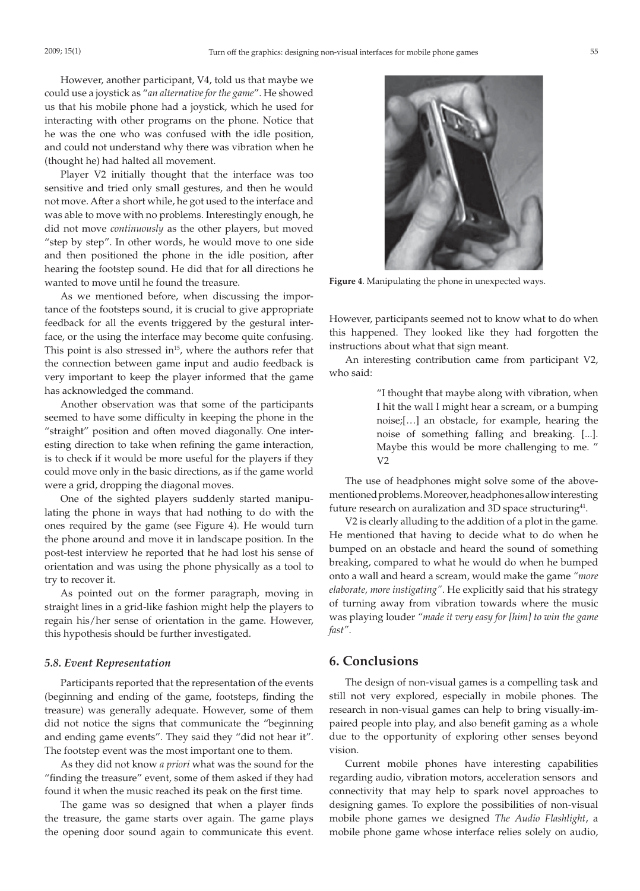However, another participant, V4, told us that maybe we could use a joystick as "*an alternative for the game*". He showed us that his mobile phone had a joystick, which he used for interacting with other programs on the phone. Notice that he was the one who was confused with the idle position, and could not understand why there was vibration when he (thought he) had halted all movement.

Player V2 initially thought that the interface was too sensitive and tried only small gestures, and then he would not move. After a short while, he got used to the interface and was able to move with no problems. Interestingly enough, he did not move *continuously* as the other players, but moved "step by step". In other words, he would move to one side and then positioned the phone in the idle position, after hearing the footstep sound. He did that for all directions he wanted to move until he found the treasure.

As we mentioned before, when discussing the importance of the footsteps sound, it is crucial to give appropriate feedback for all the events triggered by the gestural interface, or the using the interface may become quite confusing. This point is also stressed in[15], where the authors refer that the connection between game input and audio feedback is very important to keep the player informed that the game has acknowledged the command.

Another observation was that some of the participants seemed to have some difficulty in keeping the phone in the "straight" position and often moved diagonally. One interesting direction to take when refining the game interaction, is to check if it would be more useful for the players if they could move only in the basic directions, as if the game world were a grid, dropping the diagonal moves.

One of the sighted players suddenly started manipulating the phone in ways that had nothing to do with the ones required by the game (see Figure 4). He would turn the phone around and move it in landscape position. In the post-test interview he reported that he had lost his sense of orientation and was using the phone physically as a tool to try to recover it.

As pointed out on the former paragraph, moving in straight lines in a grid-like fashion might help the players to regain his/her sense of orientation in the game. However, this hypothesis should be further investigated.

### *5.8. Event Representation*

Participants reported that the representation of the events (beginning and ending of the game, footsteps, finding the treasure) was generally adequate. However, some of them did not notice the signs that communicate the "beginning and ending game events". They said they "did not hear it". The footstep event was the most important one to them.

As they did not know *a priori* what was the sound for the "finding the treasure" event, some of them asked if they had found it when the music reached its peak on the first time.

The game was so designed that when a player finds the treasure, the game starts over again. The game plays the opening door sound again to communicate this event.

**Figure 4**. Manipulating the phone in unexpected ways.

However, participants seemed not to know what to do when this happened. They looked like they had forgotten the instructions about what that sign meant.

An interesting contribution came from participant V2, who said:

> "I thought that maybe along with vibration, when I hit the wall I might hear a scream, or a bumping noise;[…] an obstacle, for example, hearing the noise of something falling and breaking. [...]. Maybe this would be more challenging to me. " V2

The use of headphones might solve some of the above-mentioned problems. Moreover, headphones allow interesting future research on auralization and 3D space structuring[41].

V2 is clearly alluding to the addition of a plot in the game. He mentioned that having to decide what to do when he bumped on an obstacle and heard the sound of something breaking, compared to what he would do when he bumped onto a wall and heard a scream, would make the game *"more elaborate, more instigating"*. He explicitly said that his strategy of turning away from vibration towards where the music was playing louder *"made it very easy for [him] to win the game fast"*.

## 6. Conclusions

The design of non-visual games is a compelling task and still not very explored, especially in mobile phones. The research in non-visual games can help to bring visually-impaired people into play, and also benefit gaming as a whole due to the opportunity of exploring other senses beyond vision.

Current mobile phones have interesting capabilities regarding audio, vibration motors, acceleration sensors and connectivity that may help to spark novel approaches to designing games. To explore the possibilities of non-visual mobile phone games we designed *The Audio Flashlight*, a mobile phone game whose interface relies solely on audio,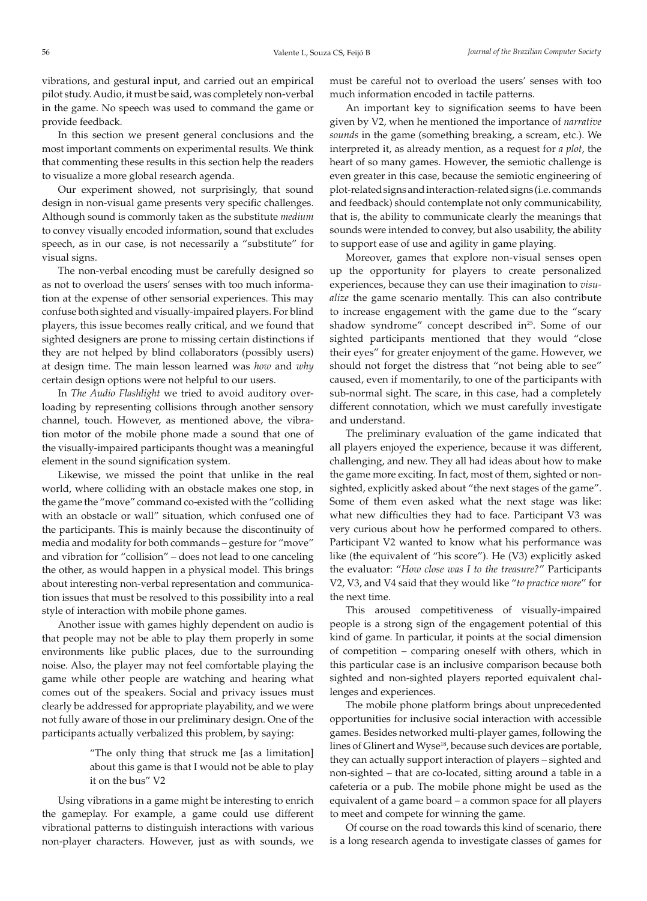vibrations, and gestural input, and carried out an empirical pilot study. Audio, it must be said, was completely non-verbal in the game. No speech was used to command the game or provide feedback.

In this section we present general conclusions and the most important comments on experimental results. We think that commenting these results in this section help the readers to visualize a more global research agenda.

Our experiment showed, not surprisingly, that sound design in non-visual game presents very specific challenges. Although sound is commonly taken as the substitute *medium* to convey visually encoded information, sound that excludes speech, as in our case, is not necessarily a "substitute" for visual signs.

The non-verbal encoding must be carefully designed so as not to overload the users' senses with too much information at the expense of other sensorial experiences. This may confuse both sighted and visually-impaired players. For blind players, this issue becomes really critical, and we found that sighted designers are prone to missing certain distinctions if they are not helped by blind collaborators (possibly users) at design time. The main lesson learned was *how* and *why* certain design options were not helpful to our users.

In *The Audio Flashlight* we tried to avoid auditory overloading by representing collisions through another sensory channel, touch. However, as mentioned above, the vibration motor of the mobile phone made a sound that one of the visually-impaired participants thought was a meaningful element in the sound signification system.

Likewise, we missed the point that unlike in the real world, where colliding with an obstacle makes one stop, in the game the "move" command co-existed with the "colliding with an obstacle or wall" situation, which confused one of the participants. This is mainly because the discontinuity of media and modality for both commands – gesture for "move" and vibration for "collision" – does not lead to one canceling the other, as would happen in a physical model. This brings about interesting non-verbal representation and communication issues that must be resolved to this possibility into a real style of interaction with mobile phone games.

Another issue with games highly dependent on audio is that people may not be able to play them properly in some environments like public places, due to the surrounding noise. Also, the player may not feel comfortable playing the game while other people are watching and hearing what comes out of the speakers. Social and privacy issues must clearly be addressed for appropriate playability, and we were not fully aware of those in our preliminary design. One of the participants actually verbalized this problem, by saying:

> "The only thing that struck me [as a limitation] about this game is that I would not be able to play it on the bus" V2

Using vibrations in a game might be interesting to enrich the gameplay. For example, a game could use different vibrational patterns to distinguish interactions with various non-player characters. However, just as with sounds, we must be careful not to overload the users' senses with too much information encoded in tactile patterns.

An important key to signification seems to have been given by V2, when he mentioned the importance of *narrative sounds* in the game (something breaking, a scream, etc.). We interpreted it, as already mention, as a request for *a plot*, the heart of so many games. However, the semiotic challenge is even greater in this case, because the semiotic engineering of plot-related signs and interaction-related signs (i.e. commands and feedback) should contemplate not only communicability, that is, the ability to communicate clearly the meanings that sounds were intended to convey, but also usability, the ability to support ease of use and agility in game playing.

Moreover, games that explore non-visual senses open up the opportunity for players to create personalized experiences, because they can use their imagination to *visualize* the game scenario mentally. This can also contribute to increase engagement with the game due to the "scary shadow syndrome" concept described in[25]. Some of our sighted participants mentioned that they would "close their eyes" for greater enjoyment of the game. However, we should not forget the distress that "not being able to see" caused, even if momentarily, to one of the participants with sub-normal sight. The scare, in this case, had a completely different connotation, which we must carefully investigate and understand.

The preliminary evaluation of the game indicated that all players enjoyed the experience, because it was different, challenging, and new. They all had ideas about how to make the game more exciting. In fact, most of them, sighted or non-sighted, explicitly asked about "the next stages of the game". Some of them even asked what the next stage was like: what new difficulties they had to face. Participant V3 was very curious about how he performed compared to others. Participant V2 wanted to know what his performance was like (the equivalent of "his score"). He (V3) explicitly asked the evaluator: "*How close was I to the treasure?*" Participants V2, V3, and V4 said that they would like "*to practice more*" for the next time.

This aroused competitiveness of visually-impaired people is a strong sign of the engagement potential of this kind of game. In particular, it points at the social dimension of competition – comparing oneself with others, which in this particular case is an inclusive comparison because both sighted and non-sighted players reported equivalent challenges and experiences.

The mobile phone platform brings about unprecedented opportunities for inclusive social interaction with accessible games. Besides networked multi-player games, following the lines of Glinert and Wyse[18], because such devices are portable, they can actually support interaction of players – sighted and non-sighted – that are co-located, sitting around a table in a cafeteria or a pub. The mobile phone might be used as the equivalent of a game board – a common space for all players to meet and compete for winning the game.

Of course on the road towards this kind of scenario, there is a long research agenda to investigate classes of games for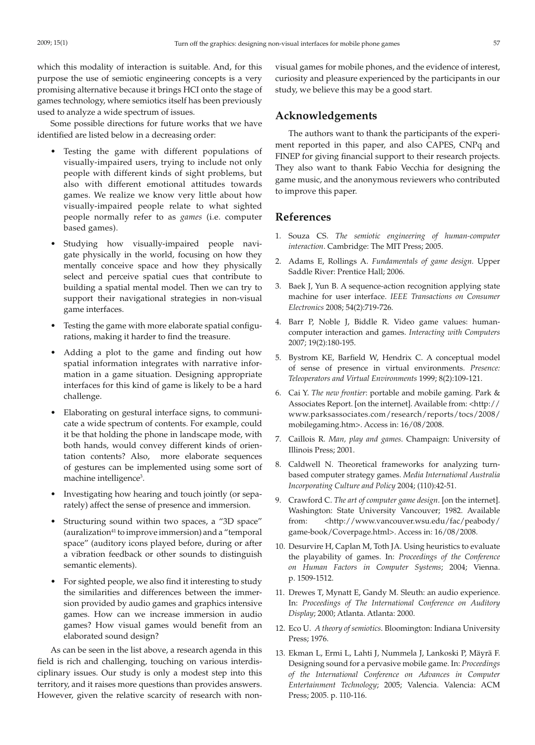which this modality of interaction is suitable. And, for this purpose the use of semiotic engineering concepts is a very promising alternative because it brings HCI onto the stage of games technology, where semiotics itself has been previously used to analyze a wide spectrum of issues.

Some possible directions for future works that we have identified are listed below in a decreasing order:

- Testing the game with different populations of visually-impaired users, trying to include not only people with different kinds of sight problems, but also with different emotional attitudes towards games. We realize we know very little about how visually-impaired people relate to what sighted people normally refer to as *games* (i.e. computer based games).
- Studying how visually-impaired people navigate physically in the world, focusing on how they mentally conceive space and how they physically select and perceive spatial cues that contribute to building a spatial mental model. Then we can try to support their navigational strategies in non-visual game interfaces.
- Testing the game with more elaborate spatial configurations, making it harder to find the treasure.
- Adding a plot to the game and finding out how spatial information integrates with narrative information in a game situation. Designing appropriate interfaces for this kind of game is likely to be a hard challenge.
- Elaborating on gestural interface signs, to communicate a wide spectrum of contents. For example, could it be that holding the phone in landscape mode, with both hands, would convey different kinds of orientation contents? Also, more elaborate sequences of gestures can be implemented using some sort of machine intelligence[3].
- Investigating how hearing and touch jointly (or separately) affect the sense of presence and immersion.
- Structuring sound within two spaces, a "3D space" (auralization[41] to improve immersion) and a "temporal space" (auditory icons played before, during or after a vibration feedback or other sounds to distinguish semantic elements).
- For sighted people, we also find it interesting to study the similarities and differences between the immersion provided by audio games and graphics intensive games. How can we increase immersion in audio games? How visual games would benefit from an elaborated sound design?

As can be seen in the list above, a research agenda in this field is rich and challenging, touching on various interdisciplinary issues. Our study is only a modest step into this territory, and it raises more questions than provides answers. However, given the relative scarcity of research with non-visual games for mobile phones, and the evidence of interest, curiosity and pleasure experienced by the participants in our study, we believe this may be a good start.

## Acknowledgements

The authors want to thank the participants of the experiment reported in this paper, and also CAPES, CNPq and FINEP for giving financial support to their research projects. They also want to thank Fabio Vecchia for designing the game music, and the anonymous reviewers who contributed to improve this paper.

## References

1. Souza CS. *The semiotic engineering of human-computer interaction*. Cambridge: The MIT Press; 2005.
2. Adams E, Rollings A. *Fundamentals of game design.* Upper Saddle River: Prentice Hall; 2006.
3. Baek J, Yun B. A sequence-action recognition applying state machine for user interface. *IEEE Transactions on Consumer Electronics* 2008; 54(2):719-726.
4. Barr P, Noble J, Biddle R. Video game values: human-computer interaction and games. *Interacting with Computers* 2007; 19(2):180-195.
5. Bystrom KE, Barfield W, Hendrix C. A conceptual model of sense of presence in virtual environments. *Presence: Teleoperators and Virtual Environments* 1999; 8(2):109-121.
6. Cai Y. *The new frontier*: portable and mobile gaming. Park & Associates Report. [on the internet]. Available from: <http://www.parksassociates.com/research/reports/tocs/2008/mobilegaming.htm>. Access in: 16/08/2008.
7. Caillois R. *Man, play and games*. Champaign: University of Illinois Press; 2001.
8. Caldwell N. Theoretical frameworks for analyzing turn-based computer strategy games. *Media International Australia Incorporating Culture and Policy* 2004; (110):42-51.
9. Crawford C. *The art of computer game design*. [on the internet]. Washington: State University Vancouver; 1982. Available from: <http://www.vancouver.wsu.edu/fac/peabody/game-book/Coverpage.html>. Access in: 16/08/2008.
10. Desurvire H, Caplan M, Toth JA. Using heuristics to evaluate the playability of games. In: *Proceedings of the Conference on Human Factors in Computer Systems*; 2004; Vienna. p. 1509-1512.
11. Drewes T, Mynatt E, Gandy M. Sleuth: an audio experience. In: *Proceedings of The International Conference on Auditory Display*; 2000; Atlanta. Atlanta: 2000.
12. Eco U. *A theory of semiotics.* Bloomington: Indiana University Press; 1976.
13. Ekman L, Ermi L, Lahti J, Nummela J, Lankoski P, Mäyrä F. Designing sound for a pervasive mobile game. In: *Proceedings of the International Conference on Advances in Computer Entertainment Technology*; 2005; Valencia. Valencia: ACM Press; 2005. p. 110-116.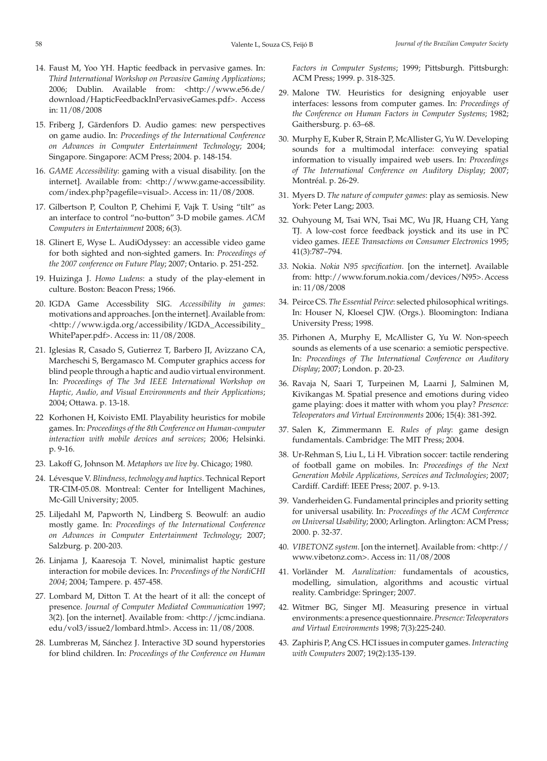14. Faust M, Yoo YH. Haptic feedback in pervasive games. In: *Third International Workshop on Pervasive Gaming Applications*; 2006; Dublin. Available from: <http://www.e56.de/download/HapticFeedbackInPervasiveGames.pdf>. Access in: 11/08/2008

15. Friberg J, Gärdenfors D. Audio games: new perspectives on game audio. In: *Proceedings of the International Conference on Advances in Computer Entertainment Technology*; 2004; Singapore. Singapore: ACM Press; 2004. p. 148-154.

16. *GAME Accessibility*: gaming with a visual disability. [on the internet]. Available from: <http://www.game-accessibility.com/index.php?pagefile=visual>. Access in: 11/08/2008.

17. Gilbertson P, Coulton P, Chehimi F, Vajk T. Using "tilt" as an interface to control "no-button" 3-D mobile games. *ACM Computers in Entertainment* 2008; 6(3).

18. Glinert E, Wyse L. AudiOdyssey: an accessible video game for both sighted and non-sighted gamers. In: *Proceedings of the 2007 conference on Future Play*; 2007; Ontario. p. 251-252.

19. Huizinga J. *Homo Ludens*: a study of the play-element in culture. Boston: Beacon Press; 1966.

20. IGDA Game Accessbility SIG. *Accessibility in games*: motivations and approaches. [on the internet]. Available from: <http://www.igda.org/accessibility/IGDA_Accessibility_WhitePaper.pdf>. Access in: 11/08/2008.

21. Iglesias R, Casado S, Gutierrez T, Barbero JI, Avizzano CA, Marcheschi S, Bergamasco M. Computer graphics access for blind people through a haptic and audio virtual environment. In: *Proceedings of The 3rd IEEE International Workshop on Haptic, Audio, and Visual Environments and their Applications*; 2004; Ottawa. p. 13-18.

22 Korhonen H, Koivisto EMI. Playability heuristics for mobile games. In: *Proceedings of the 8th Conference on Human-computer interaction with mobile devices and services*; 2006; Helsinki. p. 9-16.

23. Lakoff G, Johnson M. *Metaphors we live by*. Chicago; 1980.

24. Lévesque V. *Blindness, technology and haptics*. Technical Report TR-CIM-05.08. Montreal: Center for Intelligent Machines, Mc-Gill University; 2005.

25. Liljedahl M, Papworth N, Lindberg S. Beowulf: an audio mostly game. In: *Proceedings of the International Conference on Advances in Computer Entertainment Technology*; 2007; Salzburg. p. 200-203.

26. Linjama J, Kaaresoja T. Novel, minimalist haptic gesture interaction for mobile devices. In: *Proceedings of the NordiCHI 2004*; 2004; Tampere. p. 457-458.

27. Lombard M, Ditton T. At the heart of it all: the concept of presence. *Journal of Computer Mediated Communication* 1997; 3(2). [on the internet]. Available from: <http://jcmc.indiana.edu/vol3/issue2/lombard.html>. Access in: 11/08/2008.

28. Lumbreras M, Sánchez J. Interactive 3D sound hyperstories for blind children. In: *Proceedings of the Conference on Human Factors in Computer Systems*; 1999; Pittsburgh. Pittsburgh: ACM Press; 1999. p. 318-325.

29. Malone TW. Heuristics for designing enjoyable user interfaces: lessons from computer games. In: *Proceedings of the Conference on Human Factors in Computer Systems*; 1982; Gaithersburg. p. 63–68.

30. Murphy E, Kuber R, Strain P, McAllister G, Yu W. Developing sounds for a multimodal interface: conveying spatial information to visually impaired web users. In: *Proceedings of The International Conference on Auditory Display*; 2007; Montréal. p. 26-29.

31. Myers D. *The nature of computer games*: play as semiosis. New York: Peter Lang; 2003.

32. Ouhyoung M, Tsai WN, Tsai MC, Wu JR, Huang CH, Yang TJ. A low-cost force feedback joystick and its use in PC video games. *IEEE Transactions on Consumer Electronics* 1995; 41(3):787–794.

33. Nokia. *Nokia N95 specification*. [on the internet]. Available from: http://www.forum.nokia.com/devices/N95>. Access in: 11/08/2008

34. Peirce CS. *The Essential Peirce*: selected philosophical writings. In: Houser N, Kloesel CJW. (Orgs.). Bloomington: Indiana University Press; 1998.

35. Pirhonen A, Murphy E, McAllister G, Yu W. Non-speech sounds as elements of a use scenario: a semiotic perspective. In: *Proceedings of The International Conference on Auditory Display*; 2007; London. p. 20-23.

36. Ravaja N, Saari T, Turpeinen M, Laarni J, Salminen M, Kivikangas M. Spatial presence and emotions during video game playing: does it matter with whom you play? *Presence: Teleoperators and Virtual Environments* 2006; 15(4): 381-392.

37. Salen K, Zimmermann E. *Rules of play*: game design fundamentals. Cambridge: The MIT Press; 2004.

38. Ur-Rehman S, Liu L, Li H. Vibration soccer: tactile rendering of football game on mobiles. In: *Proceedings of the Next Generation Mobile Applications, Services and Technologies*; 2007; Cardiff. Cardiff: IEEE Press; 2007. p. 9-13.

39. Vanderheiden G. Fundamental principles and priority setting for universal usability. In: *Proceedings of the ACM Conference on Universal Usability*; 2000; Arlington. Arlington: ACM Press; 2000. p. 32-37.

40. *VIBETONZ system*. [on the internet]. Available from: <http://www.vibetonz.com>. Access in: 11/08/2008

41. Vorländer M. *Auralization:* fundamentals of acoustics, modelling, simulation, algorithms and acoustic virtual reality. Cambridge: Springer; 2007.

42. Witmer BG, Singer MJ. Measuring presence in virtual environments: a presence questionnaire. *Presence: Teleoperators and Virtual Environments* 1998; 7(3):225-240.

43. Zaphiris P, Ang CS. HCI issues in computer games. *Interacting with Computers* 2007; 19(2):135-139.